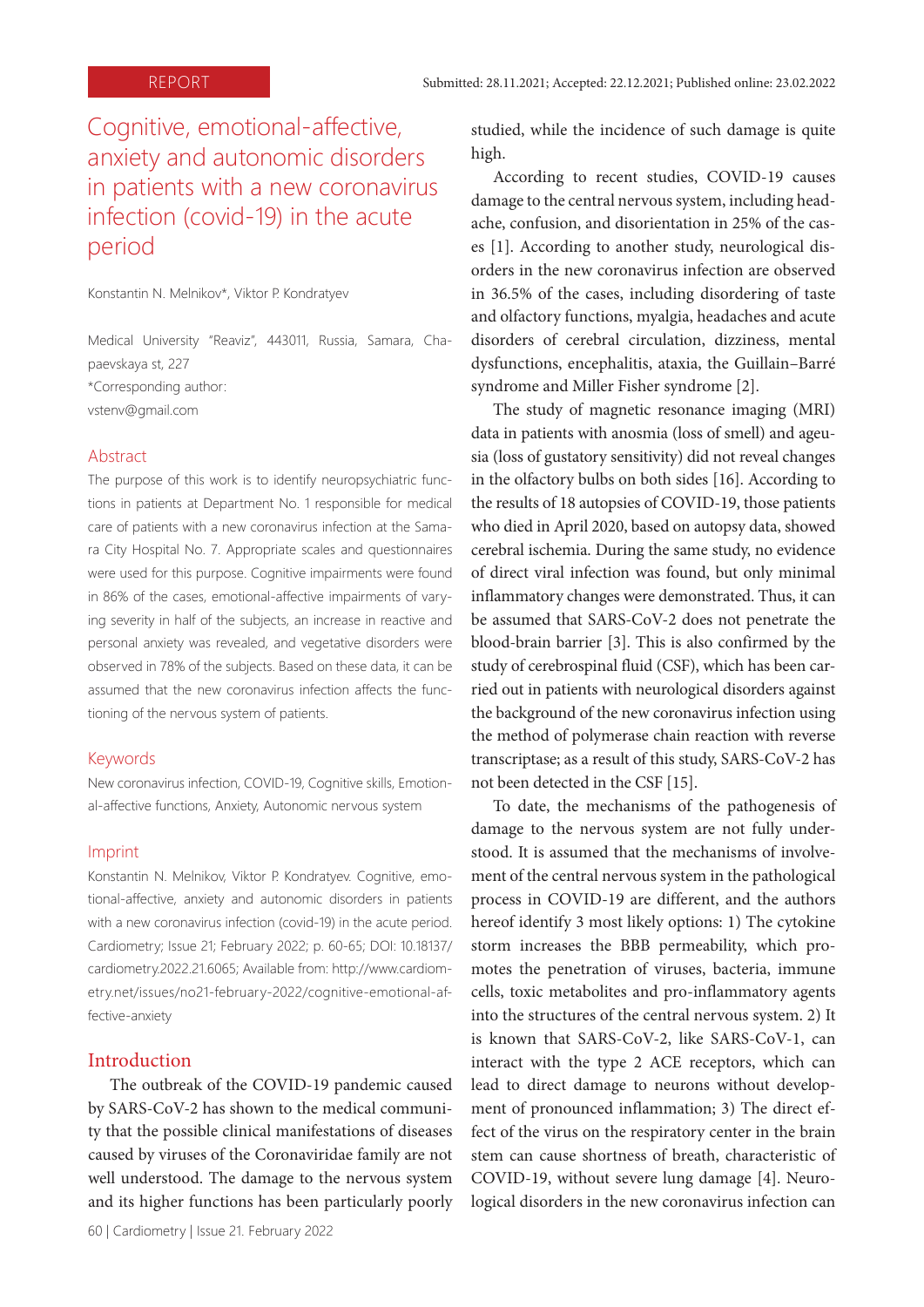REPORT

Submitted: 28.11.2021; Accepted: 22.12.2021; Published online: 23.02.2022

# Cognitive, emotional-affective, anxiety and autonomic disorders in patients with a new coronavirus infection (covid-19) in the acute period

Konstantin N. Melnikov*, Viktor P. Kondratyev

Medical University "Reaviz", 443011, Russia, Samara, Chapaevskaya st, 227
*Corresponding author:
vstenv@gmail.com

## Abstract

The purpose of this work is to identify neuropsychiatric functions in patients at Department No. 1 responsible for medical care of patients with a new coronavirus infection at the Samara City Hospital No. 7. Appropriate scales and questionnaires were used for this purpose. Cognitive impairments were found in 86% of the cases, emotional-affective impairments of varying severity in half of the subjects, an increase in reactive and personal anxiety was revealed, and vegetative disorders were observed in 78% of the subjects. Based on these data, it can be assumed that the new coronavirus infection affects the functioning of the nervous system of patients.

## Keywords

New coronavirus infection, COVID-19, Cognitive skills, Emotional-affective functions, Anxiety, Autonomic nervous system

## Imprint

Konstantin N. Melnikov, Viktor P. Kondratyev. Cognitive, emotional-affective, anxiety and autonomic disorders in patients with a new coronavirus infection (covid-19) in the acute period. Cardiometry; Issue 21; February 2022; p. 60-65; DOI: 10.18137/cardiometry.2022.21.6065; Available from: http://www.cardiometry.net/issues/no21-february-2022/cognitive-emotional-affective-anxiety

## Introduction

The outbreak of the COVID-19 pandemic caused by SARS-CoV-2 has shown to the medical community that the possible clinical manifestations of diseases caused by viruses of the Coronaviridae family are not well understood. The damage to the nervous system and its higher functions has been particularly poorly studied, while the incidence of such damage is quite high.

According to recent studies, COVID-19 causes damage to the central nervous system, including headache, confusion, and disorientation in 25% of the cases [1]. According to another study, neurological disorders in the new coronavirus infection are observed in 36.5% of the cases, including disordering of taste and olfactory functions, myalgia, headaches and acute disorders of cerebral circulation, dizziness, mental dysfunctions, encephalitis, ataxia, the Guillain–Barré syndrome and Miller Fisher syndrome [2].

The study of magnetic resonance imaging (MRI) data in patients with anosmia (loss of smell) and ageusia (loss of gustatory sensitivity) did not reveal changes in the olfactory bulbs on both sides [16]. According to the results of 18 autopsies of COVID-19, those patients who died in April 2020, based on autopsy data, showed cerebral ischemia. During the same study, no evidence of direct viral infection was found, but only minimal inflammatory changes were demonstrated. Thus, it can be assumed that SARS-CoV-2 does not penetrate the blood-brain barrier [3]. This is also confirmed by the study of cerebrospinal fluid (CSF), which has been carried out in patients with neurological disorders against the background of the new coronavirus infection using the method of polymerase chain reaction with reverse transcriptase; as a result of this study, SARS-CoV-2 has not been detected in the CSF [15].

To date, the mechanisms of the pathogenesis of damage to the nervous system are not fully understood. It is assumed that the mechanisms of involvement of the central nervous system in the pathological process in COVID-19 are different, and the authors hereof identify 3 most likely options: 1) The cytokine storm increases the BBB permeability, which promotes the penetration of viruses, bacteria, immune cells, toxic metabolites and pro-inflammatory agents into the structures of the central nervous system. 2) It is known that SARS-CoV-2, like SARS-CoV-1, can interact with the type 2 ACE receptors, which can lead to direct damage to neurons without development of pronounced inflammation; 3) The direct effect of the virus on the respiratory center in the brain stem can cause shortness of breath, characteristic of COVID-19, without severe lung damage [4]. Neurological disorders in the new coronavirus infection can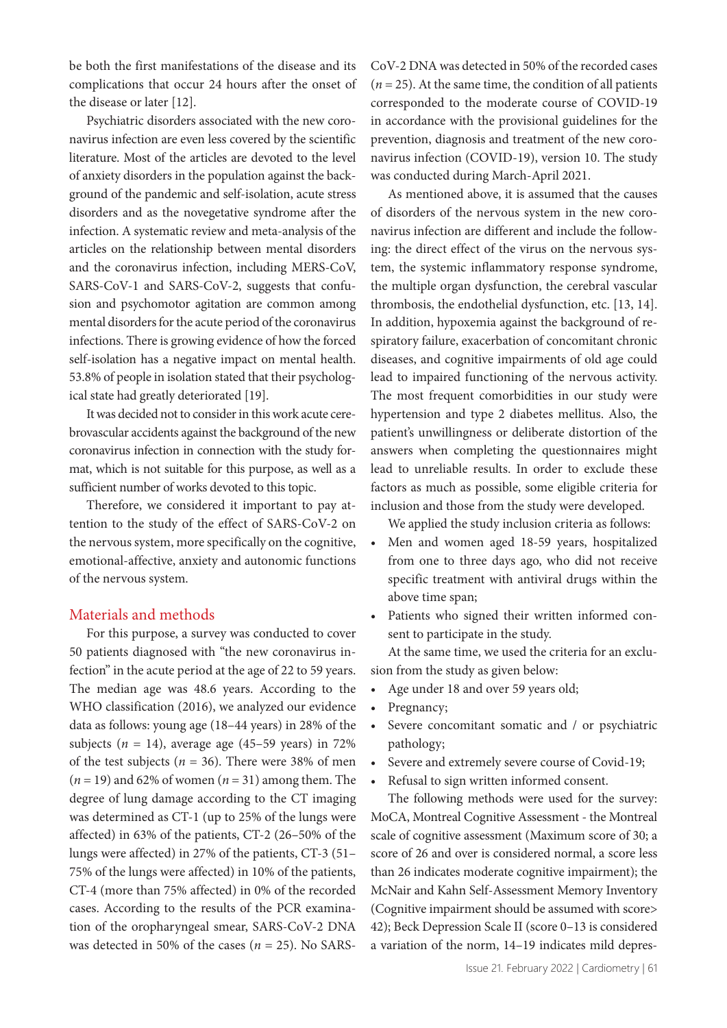be both the first manifestations of the disease and its complications that occur 24 hours after the onset of the disease or later [12].

Psychiatric disorders associated with the new coronavirus infection are even less covered by the scientific literature. Most of the articles are devoted to the level of anxiety disorders in the population against the background of the pandemic and self-isolation, acute stress disorders and as the novegetative syndrome after the infection. A systematic review and meta-analysis of the articles on the relationship between mental disorders and the coronavirus infection, including MERS-CoV, SARS-CoV-1 and SARS-CoV-2, suggests that confusion and psychomotor agitation are common among mental disorders for the acute period of the coronavirus infections. There is growing evidence of how the forced self-isolation has a negative impact on mental health. 53.8% of people in isolation stated that their psychological state had greatly deteriorated [19].

It was decided not to consider in this work acute cerebrovascular accidents against the background of the new coronavirus infection in connection with the study format, which is not suitable for this purpose, as well as a sufficient number of works devoted to this topic.

Therefore, we considered it important to pay attention to the study of the effect of SARS-CoV-2 on the nervous system, more specifically on the cognitive, emotional-affective, anxiety and autonomic functions of the nervous system.

## Materials and methods

For this purpose, a survey was conducted to cover 50 patients diagnosed with "the new coronavirus infection" in the acute period at the age of 22 to 59 years. The median age was 48.6 years. According to the WHO classification (2016), we analyzed our evidence data as follows: young age (18–44 years) in 28% of the subjects (*n* = 14), average age (45–59 years) in 72% of the test subjects (*n* = 36). There were 38% of men (*n* = 19) and 62% of women (*n* = 31) among them. The degree of lung damage according to the CT imaging was determined as CT-1 (up to 25% of the lungs were affected) in 63% of the patients, CT-2 (26–50% of the lungs were affected) in 27% of the patients, CT-3 (51–75% of the lungs were affected) in 10% of the patients, CT-4 (more than 75% affected) in 0% of the recorded cases. According to the results of the PCR examination of the oropharyngeal smear, SARS-CoV-2 DNA was detected in 50% of the cases (*n* = 25). No SARS-CoV-2 DNA was detected in 50% of the recorded cases (*n* = 25). At the same time, the condition of all patients corresponded to the moderate course of COVID-19 in accordance with the provisional guidelines for the prevention, diagnosis and treatment of the new coronavirus infection (COVID-19), version 10. The study was conducted during March-April 2021.

As mentioned above, it is assumed that the causes of disorders of the nervous system in the new coronavirus infection are different and include the following: the direct effect of the virus on the nervous system, the systemic inflammatory response syndrome, the multiple organ dysfunction, the cerebral vascular thrombosis, the endothelial dysfunction, etc. [13, 14]. In addition, hypoxemia against the background of respiratory failure, exacerbation of concomitant chronic diseases, and cognitive impairments of old age could lead to impaired functioning of the nervous activity. The most frequent comorbidities in our study were hypertension and type 2 diabetes mellitus. Also, the patient's unwillingness or deliberate distortion of the answers when completing the questionnaires might lead to unreliable results. In order to exclude these factors as much as possible, some eligible criteria for inclusion and those from the study were developed.

We applied the study inclusion criteria as follows:

- Men and women aged 18-59 years, hospitalized from one to three days ago, who did not receive specific treatment with antiviral drugs within the above time span;
- Patients who signed their written informed consent to participate in the study.

At the same time, we used the criteria for an exclusion from the study as given below:

- Age under 18 and over 59 years old;
- Pregnancy;
- Severe concomitant somatic and / or psychiatric pathology;
- Severe and extremely severe course of Covid-19;
- Refusal to sign written informed consent.

The following methods were used for the survey: MoCA, Montreal Cognitive Assessment - the Montreal scale of cognitive assessment (Maximum score of 30; a score of 26 and over is considered normal, a score less than 26 indicates moderate cognitive impairment); the McNair and Kahn Self-Assessment Memory Inventory (Cognitive impairment should be assumed with score> 42); Beck Depression Scale II (score 0–13 is considered a variation of the norm, 14–19 indicates mild depres-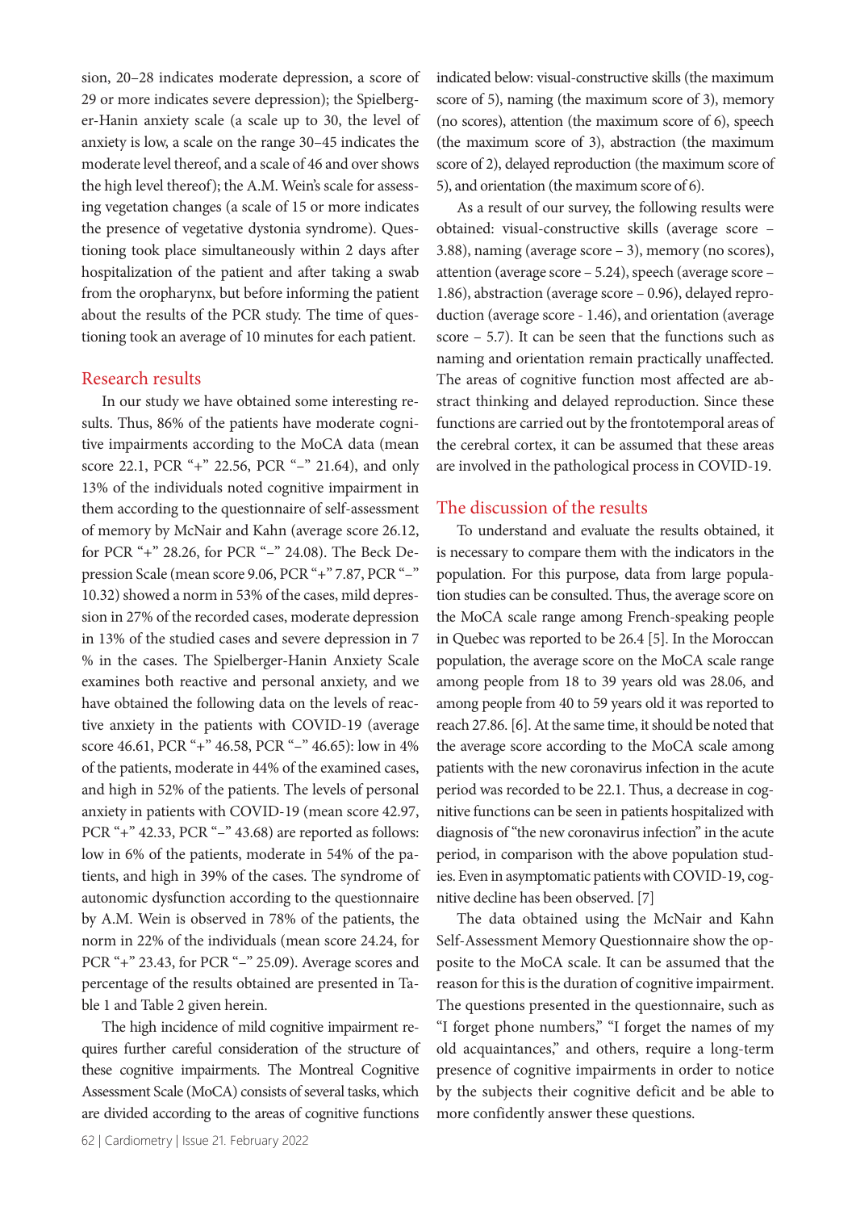sion, 20–28 indicates moderate depression, a score of 29 or more indicates severe depression); the Spielberger-Hanin anxiety scale (a scale up to 30, the level of anxiety is low, a scale on the range 30–45 indicates the moderate level thereof, and a scale of 46 and over shows the high level thereof); the A.M. Wein's scale for assessing vegetation changes (a scale of 15 or more indicates the presence of vegetative dystonia syndrome). Questioning took place simultaneously within 2 days after hospitalization of the patient and after taking a swab from the oropharynx, but before informing the patient about the results of the PCR study. The time of questioning took an average of 10 minutes for each patient.

## Research results

In our study we have obtained some interesting results. Thus, 86% of the patients have moderate cognitive impairments according to the MoCA data (mean score 22.1, PCR "+" 22.56, PCR "–" 21.64), and only 13% of the individuals noted cognitive impairment in them according to the questionnaire of self-assessment of memory by McNair and Kahn (average score 26.12, for PCR "+" 28.26, for PCR "–" 24.08). The Beck Depression Scale (mean score 9.06, PCR "+" 7.87, PCR "–" 10.32) showed a norm in 53% of the cases, mild depression in 27% of the recorded cases, moderate depression in 13% of the studied cases and severe depression in 7 % in the cases. The Spielberger-Hanin Anxiety Scale examines both reactive and personal anxiety, and we have obtained the following data on the levels of reactive anxiety in the patients with COVID-19 (average score 46.61, PCR "+" 46.58, PCR "–" 46.65): low in 4% of the patients, moderate in 44% of the examined cases, and high in 52% of the patients. The levels of personal anxiety in patients with COVID-19 (mean score 42.97, PCR "+" 42.33, PCR "–" 43.68) are reported as follows: low in 6% of the patients, moderate in 54% of the patients, and high in 39% of the cases. The syndrome of autonomic dysfunction according to the questionnaire by A.M. Wein is observed in 78% of the patients, the norm in 22% of the individuals (mean score 24.24, for PCR "+" 23.43, for PCR "–" 25.09). Average scores and percentage of the results obtained are presented in Table 1 and Table 2 given herein.

The high incidence of mild cognitive impairment requires further careful consideration of the structure of these cognitive impairments. The Montreal Cognitive Assessment Scale (MoCA) consists of several tasks, which are divided according to the areas of cognitive functions indicated below: visual-constructive skills (the maximum score of 5), naming (the maximum score of 3), memory (no scores), attention (the maximum score of 6), speech (the maximum score of 3), abstraction (the maximum score of 2), delayed reproduction (the maximum score of 5), and orientation (the maximum score of 6).

As a result of our survey, the following results were obtained: visual-constructive skills (average score – 3.88), naming (average score – 3), memory (no scores), attention (average score – 5.24), speech (average score – 1.86), abstraction (average score – 0.96), delayed reproduction (average score - 1.46), and orientation (average score – 5.7). It can be seen that the functions such as naming and orientation remain practically unaffected. The areas of cognitive function most affected are abstract thinking and delayed reproduction. Since these functions are carried out by the frontotemporal areas of the cerebral cortex, it can be assumed that these areas are involved in the pathological process in COVID-19.

## The discussion of the results

To understand and evaluate the results obtained, it is necessary to compare them with the indicators in the population. For this purpose, data from large population studies can be consulted. Thus, the average score on the MoCA scale range among French-speaking people in Quebec was reported to be 26.4 [5]. In the Moroccan population, the average score on the MoCA scale range among people from 18 to 39 years old was 28.06, and among people from 40 to 59 years old it was reported to reach 27.86. [6]. At the same time, it should be noted that the average score according to the MoCA scale among patients with the new coronavirus infection in the acute period was recorded to be 22.1. Thus, a decrease in cognitive functions can be seen in patients hospitalized with diagnosis of "the new coronavirus infection" in the acute period, in comparison with the above population studies. Even in asymptomatic patients with COVID-19, cognitive decline has been observed. [7]

The data obtained using the McNair and Kahn Self-Assessment Memory Questionnaire show the opposite to the MoCA scale. It can be assumed that the reason for this is the duration of cognitive impairment. The questions presented in the questionnaire, such as "I forget phone numbers," "I forget the names of my old acquaintances," and others, require a long-term presence of cognitive impairments in order to notice by the subjects their cognitive deficit and be able to more confidently answer these questions.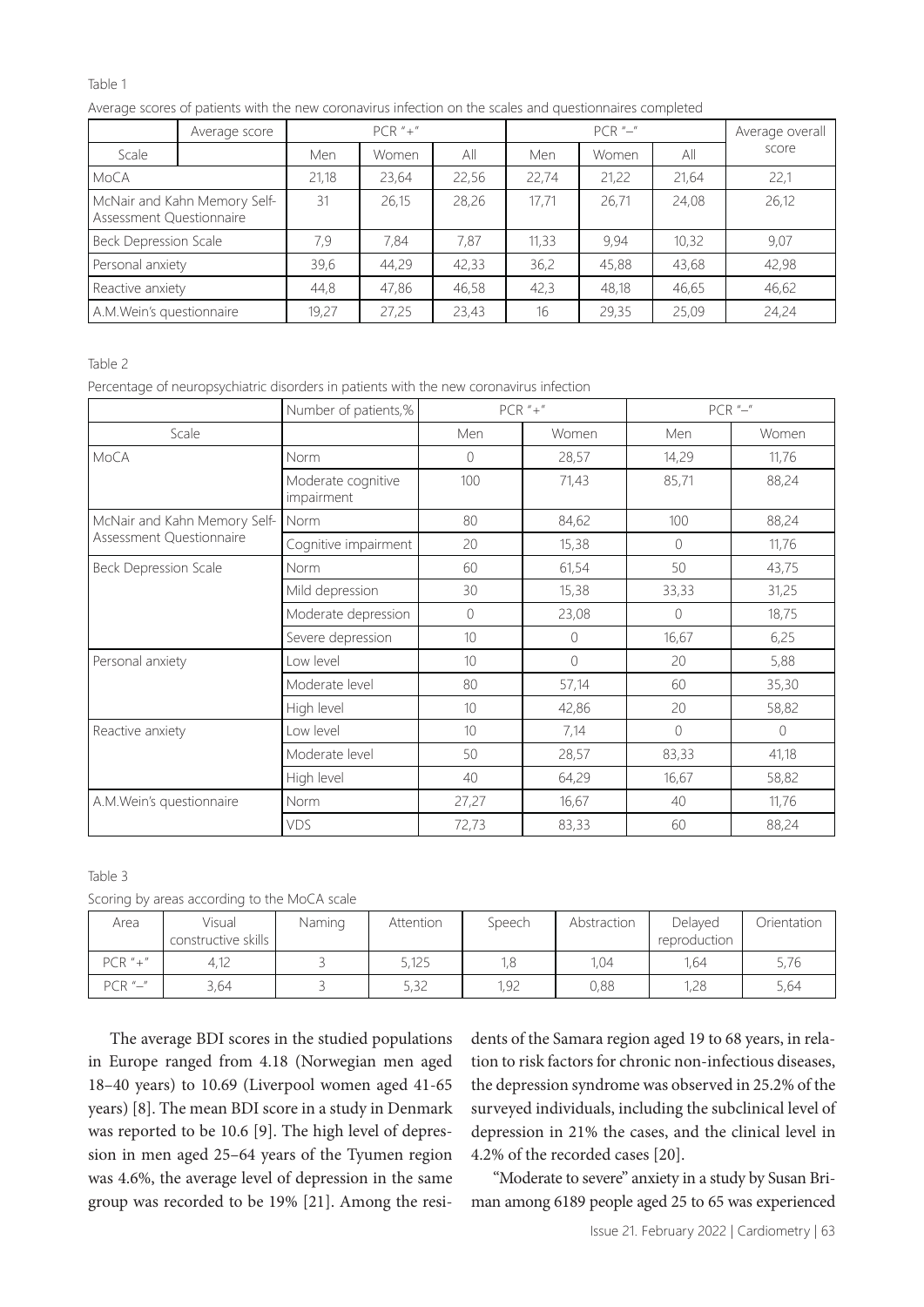Table 1

Average scores of patients with the new coronavirus infection on the scales and questionnaires completed

| Scale | Average score | PCR "+" | | | PCR "–" | | | Average overall score |
|---|---|---|---|---|---|---|---|---|
| | | Men | Women | All | Men | Women | All | |
| MoCA | | 21,18 | 23,64 | 22,56 | 22,74 | 21,22 | 21,64 | 22,1 |
| McNair and Kahn Memory Self-Assessment Questionnaire | | 31 | 26,15 | 28,26 | 17,71 | 26,71 | 24,08 | 26,12 |
| Beck Depression Scale | | 7,9 | 7,84 | 7,87 | 11,33 | 9,94 | 10,32 | 9,07 |
| Personal anxiety | | 39,6 | 44,29 | 42,33 | 36,2 | 45,88 | 43,68 | 42,98 |
| Reactive anxiety | | 44,8 | 47,86 | 46,58 | 42,3 | 48,18 | 46,65 | 46,62 |
| A.M.Wein's questionnaire | | 19,27 | 27,25 | 23,43 | 16 | 29,35 | 25,09 | 24,24 |

Table 2

Percentage of neuropsychiatric disorders in patients with the new coronavirus infection

| Scale | Number of patients,% | PCR "+" | | PCR "–" | |
|---|---|---|---|---|---|
| | | Men | Women | Men | Women |
| MoCA | Norm | 0 | 28,57 | 14,29 | 11,76 |
| | Moderate cognitive impairment | 100 | 71,43 | 85,71 | 88,24 |
| McNair and Kahn Memory Self-Assessment Questionnaire | Norm | 80 | 84,62 | 100 | 88,24 |
| | Cognitive impairment | 20 | 15,38 | 0 | 11,76 |
| Beck Depression Scale | Norm | 60 | 61,54 | 50 | 43,75 |
| | Mild depression | 30 | 15,38 | 33,33 | 31,25 |
| | Moderate depression | 0 | 23,08 | 0 | 18,75 |
| | Severe depression | 10 | 0 | 16,67 | 6,25 |
| Personal anxiety | Low level | 10 | 0 | 20 | 5,88 |
| | Moderate level | 80 | 57,14 | 60 | 35,30 |
| | High level | 10 | 42,86 | 20 | 58,82 |
| Reactive anxiety | Low level | 10 | 7,14 | 0 | 0 |
| | Moderate level | 50 | 28,57 | 83,33 | 41,18 |
| | High level | 40 | 64,29 | 16,67 | 58,82 |
| A.M.Wein's questionnaire | Norm | 27,27 | 16,67 | 40 | 11,76 |
| | VDS | 72,73 | 83,33 | 60 | 88,24 |

Table 3

Scoring by areas according to the MoCA scale

| Area | Visual constructive skills | Naming | Attention | Speech | Abstraction | Delayed reproduction | Orientation |
|---|---|---|---|---|---|---|---|
| PCR "+" | 4,12 | 3 | 5,125 | 1,8 | 1,04 | 1,64 | 5,76 |
| PCR "–" | 3,64 | 3 | 5,32 | 1,92 | 0,88 | 1,28 | 5,64 |

The average BDI scores in the studied populations in Europe ranged from 4.18 (Norwegian men aged 18–40 years) to 10.69 (Liverpool women aged 41-65 years) [8]. The mean BDI score in a study in Denmark was reported to be 10.6 [9]. The high level of depression in men aged 25–64 years of the Tyumen region was 4.6%, the average level of depression in the same group was recorded to be 19% [21]. Among the residents of the Samara region aged 19 to 68 years, in relation to risk factors for chronic non-infectious diseases, the depression syndrome was observed in 25.2% of the surveyed individuals, including the subclinical level of depression in 21% the cases, and the clinical level in 4.2% of the recorded cases [20].

"Moderate to severe" anxiety in a study by Susan Briman among 6189 people aged 25 to 65 was experienced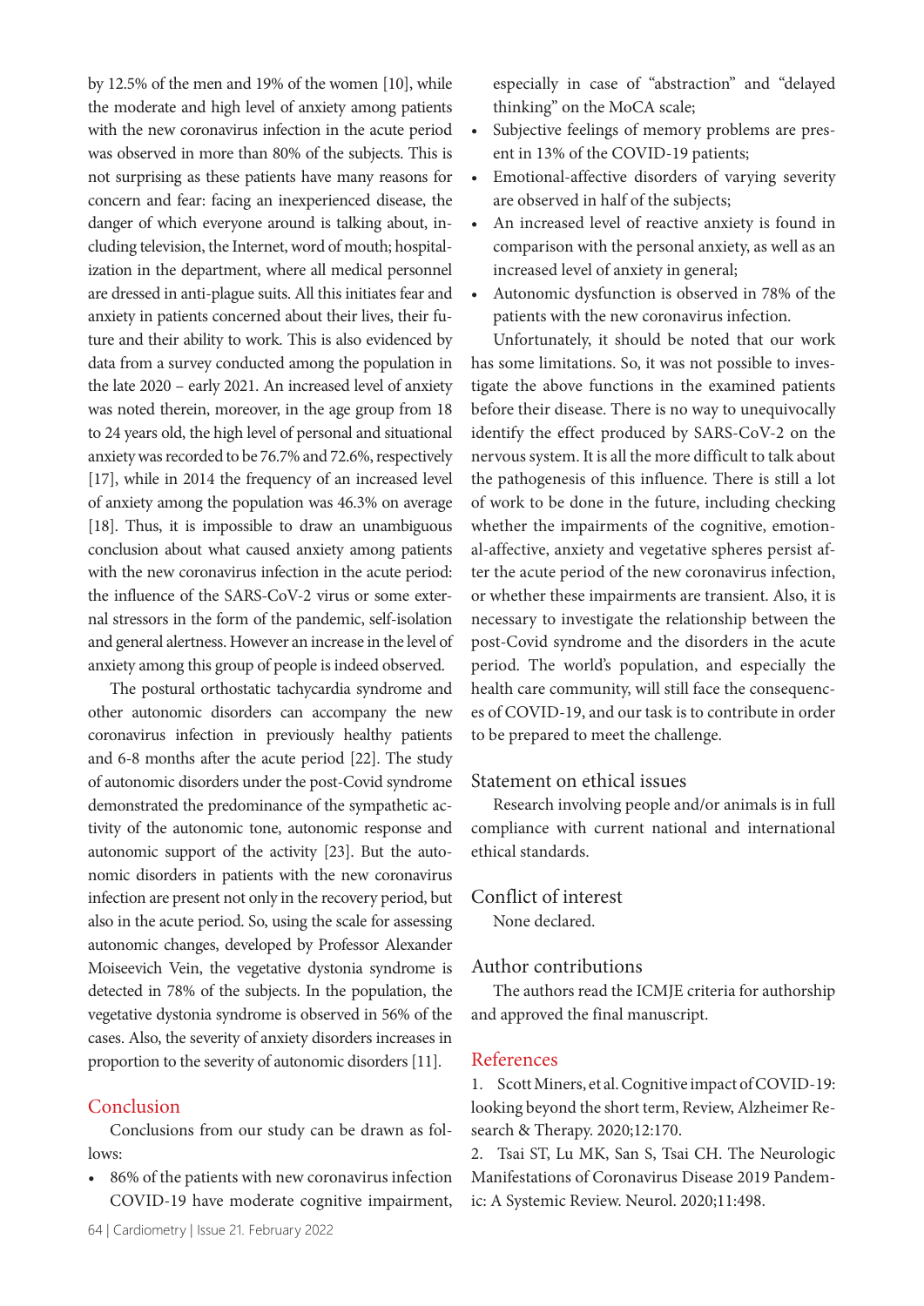by 12.5% of the men and 19% of the women [10], while the moderate and high level of anxiety among patients with the new coronavirus infection in the acute period was observed in more than 80% of the subjects. This is not surprising as these patients have many reasons for concern and fear: facing an inexperienced disease, the danger of which everyone around is talking about, including television, the Internet, word of mouth; hospitalization in the department, where all medical personnel are dressed in anti-plague suits. All this initiates fear and anxiety in patients concerned about their lives, their future and their ability to work. This is also evidenced by data from a survey conducted among the population in the late 2020 – early 2021. An increased level of anxiety was noted therein, moreover, in the age group from 18 to 24 years old, the high level of personal and situational anxiety was recorded to be 76.7% and 72.6%, respectively [17], while in 2014 the frequency of an increased level of anxiety among the population was 46.3% on average [18]. Thus, it is impossible to draw an unambiguous conclusion about what caused anxiety among patients with the new coronavirus infection in the acute period: the influence of the SARS-CoV-2 virus or some external stressors in the form of the pandemic, self-isolation and general alertness. However an increase in the level of anxiety among this group of people is indeed observed.

The postural orthostatic tachycardia syndrome and other autonomic disorders can accompany the new coronavirus infection in previously healthy patients and 6-8 months after the acute period [22]. The study of autonomic disorders under the post-Covid syndrome demonstrated the predominance of the sympathetic activity of the autonomic tone, autonomic response and autonomic support of the activity [23]. But the autonomic disorders in patients with the new coronavirus infection are present not only in the recovery period, but also in the acute period. So, using the scale for assessing autonomic changes, developed by Professor Alexander Moiseevich Vein, the vegetative dystonia syndrome is detected in 78% of the subjects. In the population, the vegetative dystonia syndrome is observed in 56% of the cases. Also, the severity of anxiety disorders increases in proportion to the severity of autonomic disorders [11].

## Conclusion

Conclusions from our study can be drawn as follows:

- 86% of the patients with new coronavirus infection COVID-19 have moderate cognitive impairment, especially in case of "abstraction" and "delayed thinking" on the MoCA scale;
- Subjective feelings of memory problems are present in 13% of the COVID-19 patients;
- Emotional-affective disorders of varying severity are observed in half of the subjects;
- An increased level of reactive anxiety is found in comparison with the personal anxiety, as well as an increased level of anxiety in general;
- Autonomic dysfunction is observed in 78% of the patients with the new coronavirus infection.

Unfortunately, it should be noted that our work has some limitations. So, it was not possible to investigate the above functions in the examined patients before their disease. There is no way to unequivocally identify the effect produced by SARS-CoV-2 on the nervous system. It is all the more difficult to talk about the pathogenesis of this influence. There is still a lot of work to be done in the future, including checking whether the impairments of the cognitive, emotional-affective, anxiety and vegetative spheres persist after the acute period of the new coronavirus infection, or whether these impairments are transient. Also, it is necessary to investigate the relationship between the post-Covid syndrome and the disorders in the acute period. The world's population, and especially the health care community, will still face the consequences of COVID-19, and our task is to contribute in order to be prepared to meet the challenge.

## Statement on ethical issues

Research involving people and/or animals is in full compliance with current national and international ethical standards.

## Conflict of interest

None declared.

## Author contributions

The authors read the ICMJE criteria for authorship and approved the final manuscript.

## References

1. Scott Miners, et al. Cognitive impact of COVID-19: looking beyond the short term, Review, Alzheimer Research & Therapy. 2020;12:170.
2. Tsai ST, Lu MK, San S, Tsai CH. The Neurologic Manifestations of Coronavirus Disease 2019 Pandemic: A Systemic Review. Neurol. 2020;11:498.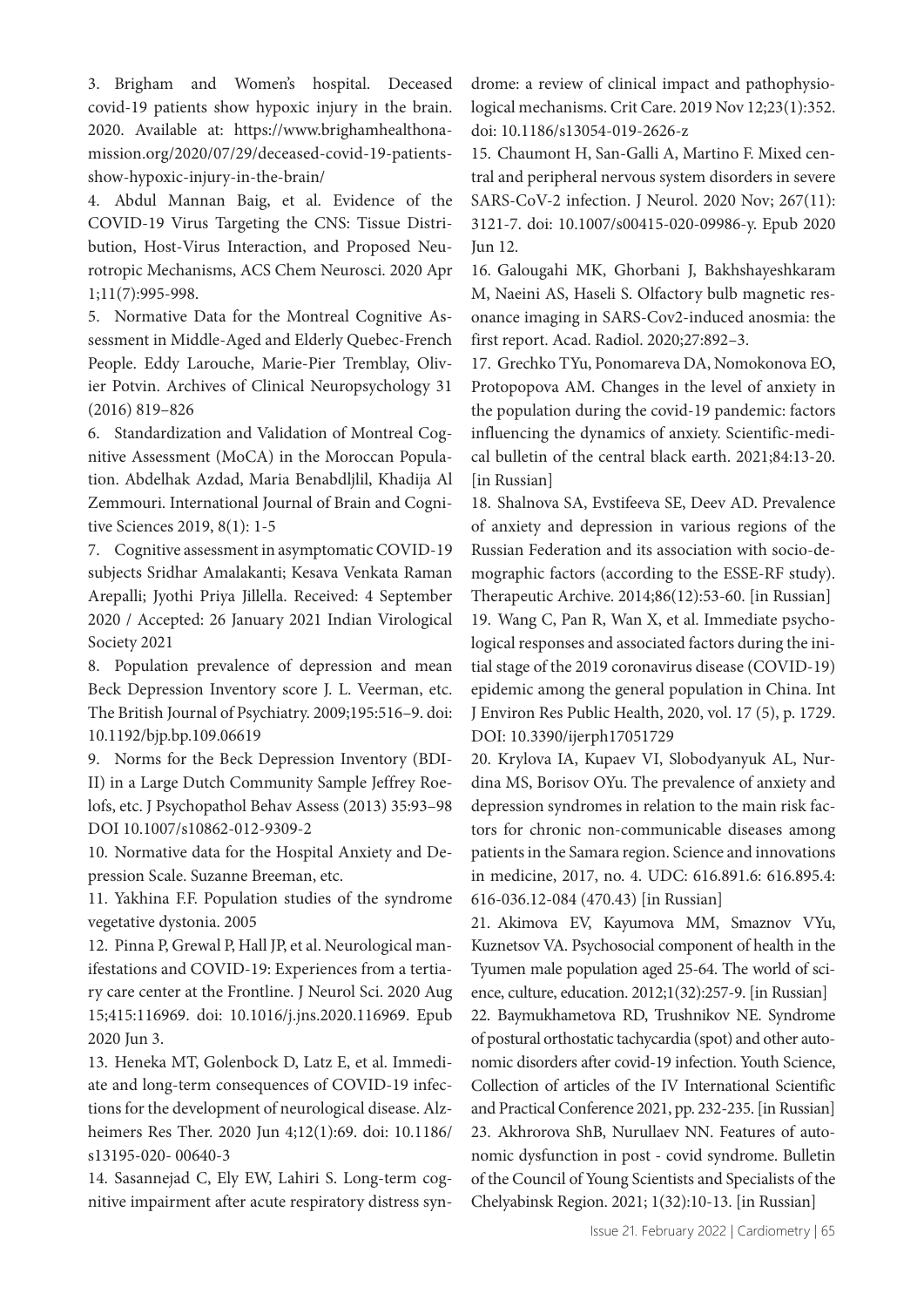3. Brigham and Women's hospital. Deceased covid-19 patients show hypoxic injury in the brain. 2020. Available at: https://www.brighamhealthonamission.org/2020/07/29/deceased-covid-19-patients-show-hypoxic-injury-in-the-brain/

4. Abdul Mannan Baig, et al. Evidence of the COVID-19 Virus Targeting the CNS: Tissue Distribution, Host-Virus Interaction, and Proposed Neurotropic Mechanisms, ACS Chem Neurosci. 2020 Apr 1;11(7):995-998.

5. Normative Data for the Montreal Cognitive Assessment in Middle-Aged and Elderly Quebec-French People. Eddy Larouche, Marie-Pier Tremblay, Olivier Potvin. Archives of Clinical Neuropsychology 31 (2016) 819–826

6. Standardization and Validation of Montreal Cognitive Assessment (MoCA) in the Moroccan Population. Abdelhak Azdad, Maria Benabdljlil, Khadija Al Zemmouri. International Journal of Brain and Cognitive Sciences 2019, 8(1): 1-5

7. Cognitive assessment in asymptomatic COVID-19 subjects Sridhar Amalakanti; Kesava Venkata Raman Arepalli; Jyothi Priya Jillella. Received: 4 September 2020 / Accepted: 26 January 2021 Indian Virological Society 2021

8. Population prevalence of depression and mean Beck Depression Inventory score J. L. Veerman, etc. The British Journal of Psychiatry. 2009;195:516–9. doi: 10.1192/bjp.bp.109.06619

9. Norms for the Beck Depression Inventory (BDI-II) in a Large Dutch Community Sample Jeffrey Roelofs, etc. J Psychopathol Behav Assess (2013) 35:93–98 DOI 10.1007/s10862-012-9309-2

10. Normative data for the Hospital Anxiety and Depression Scale. Suzanne Breeman, etc.

11. Yakhina F.F. Population studies of the syndrome vegetative dystonia. 2005

12. Pinna P, Grewal P, Hall JP, et al. Neurological manifestations and COVID-19: Experiences from a tertiary care center at the Frontline. J Neurol Sci. 2020 Aug 15;415:116969. doi: 10.1016/j.jns.2020.116969. Epub 2020 Jun 3.

13. Heneka MT, Golenbock D, Latz E, et al. Immediate and long-term consequences of COVID-19 infections for the development of neurological disease. Alzheimers Res Ther. 2020 Jun 4;12(1):69. doi: 10.1186/ s13195-020- 00640-3

14. Sasannejad C, Ely EW, Lahiri S. Long-term cognitive impairment after acute respiratory distress syndrome: a review of clinical impact and pathophysiological mechanisms. Crit Care. 2019 Nov 12;23(1):352. doi: 10.1186/s13054-019-2626-z

15. Chaumont H, San-Galli A, Martino F. Mixed central and peripheral nervous system disorders in severe SARS-CoV-2 infection. J Neurol. 2020 Nov; 267(11): 3121-7. doi: 10.1007/s00415-020-09986-y. Epub 2020 Jun 12.

16. Galougahi MK, Ghorbani J, Bakhshayeshkaram M, Naeini AS, Haseli S. Olfactory bulb magnetic resonance imaging in SARS-Cov2-induced anosmia: the first report. Acad. Radiol. 2020;27:892–3.

17. Grechko TYu, Ponomareva DA, Nomokonova EO, Protopopova AM. Changes in the level of anxiety in the population during the covid-19 pandemic: factors influencing the dynamics of anxiety. Scientific-medical bulletin of the central black earth. 2021;84:13-20. [in Russian]

18. Shalnova SA, Evstifeeva SE, Deev AD. Prevalence of anxiety and depression in various regions of the Russian Federation and its association with socio-demographic factors (according to the ESSE-RF study). Therapeutic Archive. 2014;86(12):53-60. [in Russian]

19. Wang C, Pan R, Wan X, et al. Immediate psychological responses and associated factors during the initial stage of the 2019 coronavirus disease (COVID-19) epidemic among the general population in China. Int J Environ Res Public Health, 2020, vol. 17 (5), p. 1729. DOI: 10.3390/ijerph17051729

20. Krylova IA, Kupaev VI, Slobodyanyuk AL, Nurdina MS, Borisov OYu. The prevalence of anxiety and depression syndromes in relation to the main risk factors for chronic non-communicable diseases among patients in the Samara region. Science and innovations in medicine, 2017, no. 4. UDC: 616.891.6: 616.895.4: 616-036.12-084 (470.43) [in Russian]

21. Akimova EV, Kayumova MM, Smaznov VYu, Kuznetsov VA. Psychosocial component of health in the Tyumen male population aged 25-64. The world of science, culture, education. 2012;1(32):257-9. [in Russian]

22. Baymukhametova RD, Trushnikov NE. Syndrome of postural orthostatic tachycardia (spot) and other autonomic disorders after covid-19 infection. Youth Science, Collection of articles of the IV International Scientific and Practical Conference 2021, pp. 232-235. [in Russian]

23. Akhrorova ShB, Nurullaev NN. Features of autonomic dysfunction in post - covid syndrome. Bulletin of the Council of Young Scientists and Specialists of the Chelyabinsk Region. 2021; 1(32):10-13. [in Russian]